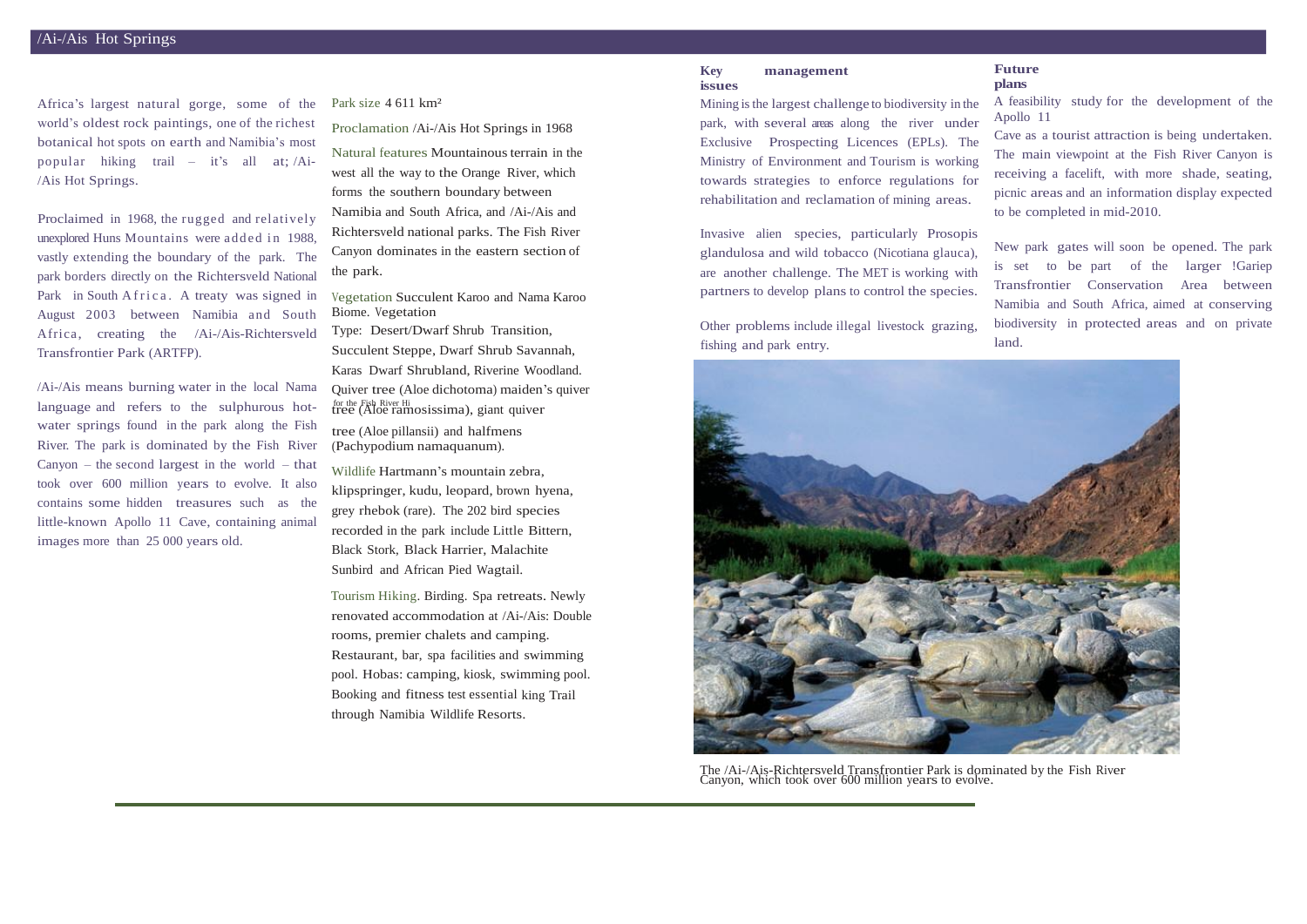# /Ai-/Ais Hot Springs

Africa's largest natural gorge, some of the world's oldest rock paintings, one of the richest botanical hot spots on earth and Namibia's most popular hiking trail – it's all at; /Ai-/Ais Hot Springs.

Proclaimed in 1968, the rugged and relatively unexplored Huns Mountains were added in 1988, vastly extending the boundary of the park. The park borders directly on the Richtersveld National Park in South Africa. A treaty was signed in August 2003 between Namibia and South Africa, creating the /Ai-/Ais-Richtersveld Transfrontier Park (ARTFP).

/Ai-/Ais means burning water in the local Nama language and refers to the sulphurous hot-water springs found in the park along the Fish River. The park is dominated by the Fish River Canyon – the second largest in the world – that took over 600 million years to evolve. It also contains some hidden treasures such as the little-known Apollo 11 Cave, containing animal images more than 25 000 years old.

Park size 4 611 km²

Proclamation /Ai-/Ais Hot Springs in 1968

Natural features Mountainous terrain in the west all the way to the Orange River, which forms the southern boundary between Namibia and South Africa, and /Ai-/Ais and Richtersveld national parks. The Fish River Canyon dominates in the eastern section of the park.

Vegetation Succulent Karoo and Nama Karoo Biome. Vegetation Type: Desert/Dwarf Shrub Transition, Succulent Steppe, Dwarf Shrub Savannah, Karas Dwarf Shrubland, Riverine Woodland. Quiver tree (Aloe dichotoma) maiden's quiver tree (Aloe ramosissima), giant quiver tree (Aloe pillansii) and halfmens (Pachypodium namaquanum).

Wildlife Hartmann's mountain zebra, klipspringer, kudu, leopard, brown hyena, grey rhebok (rare). The 202 bird species recorded in the park include Little Bittern, Black Stork, Black Harrier, Malachite Sunbird and African Pied Wagtail.

Tourism Hiking. Birding. Spa retreats. Newly renovated accommodation at /Ai-/Ais: Double rooms, premier chalets and camping. Restaurant, bar, spa facilities and swimming pool. Hobas: camping, kiosk, swimming pool. Booking and fitness test essential for the Fish River Hiking Trail through Namibia Wildlife Resorts.

## Key management issues

Mining is the largest challenge to biodiversity in the park, with several areas along the river under Exclusive Prospecting Licences (EPLs). The Ministry of Environment and Tourism is working towards strategies to enforce regulations for rehabilitation and reclamation of mining areas.

Invasive alien species, particularly Prosopis glandulosa and wild tobacco (Nicotiana glauca), are another challenge. The MET is working with partners to develop plans to control the species.

Other problems include illegal livestock grazing, fishing and park entry.

## Future plans

A feasibility study for the development of the Apollo 11 Cave as a tourist attraction is being undertaken. The main viewpoint at the Fish River Canyon is receiving a facelift, with more shade, seating, picnic areas and an information display expected to be completed in mid-2010.

New park gates will soon be opened. The park is set to be part of the larger !Gariep Transfrontier Conservation Area between Namibia and South Africa, aimed at conserving biodiversity in protected areas and on private land.

The /Ai-/Ais-Richtersveld Transfrontier Park is dominated by the Fish River Canyon, which took over 600 million years to evolve.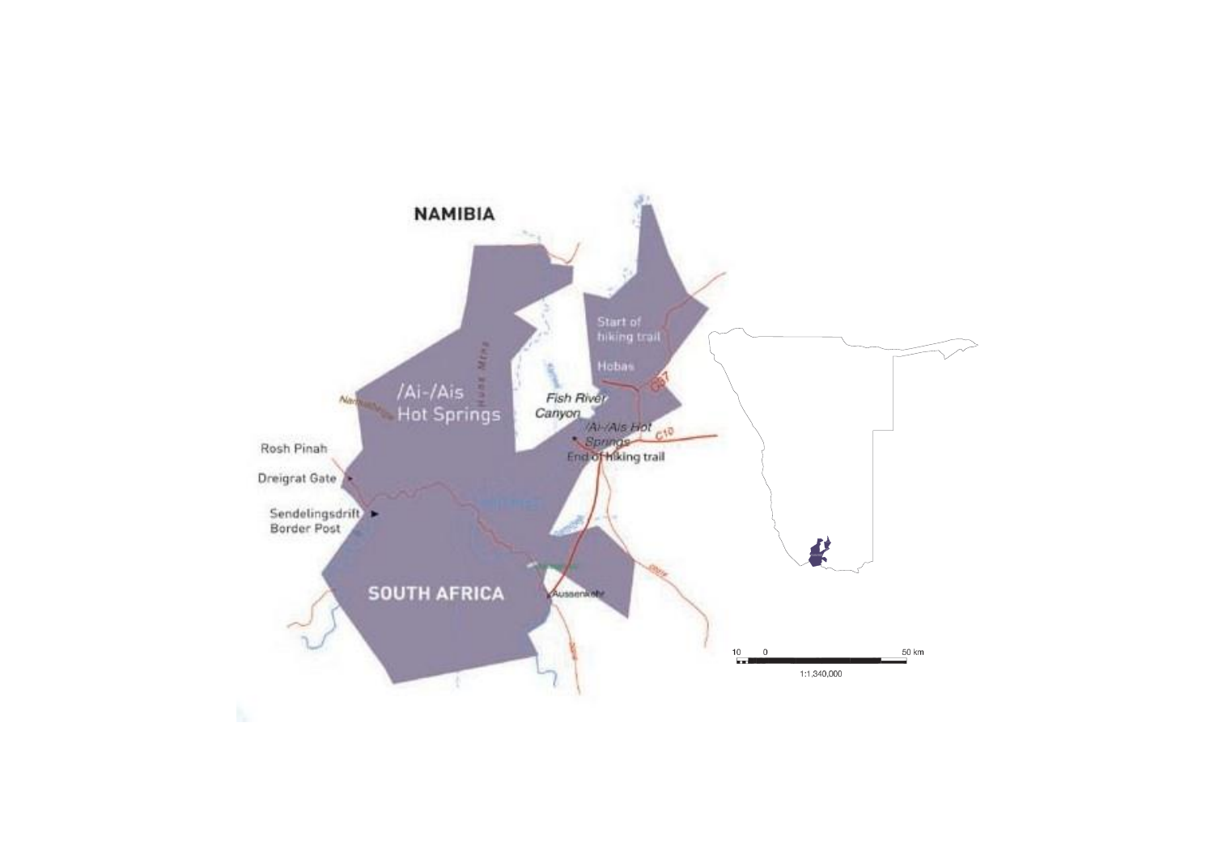NAMIBIA

/Ai-/Ais Hot Springs

Start of hiking trail

Hobas

Fish River Canyon

/Ai-/Ais Hot Springs

End of hiking trail

C37

C10

Rosh Pinah

Dreigrat Gate

Sendelingsdrift Border Post

SOUTH AFRICA

Aussenkehr

10 0 50 km

1:1,340,000